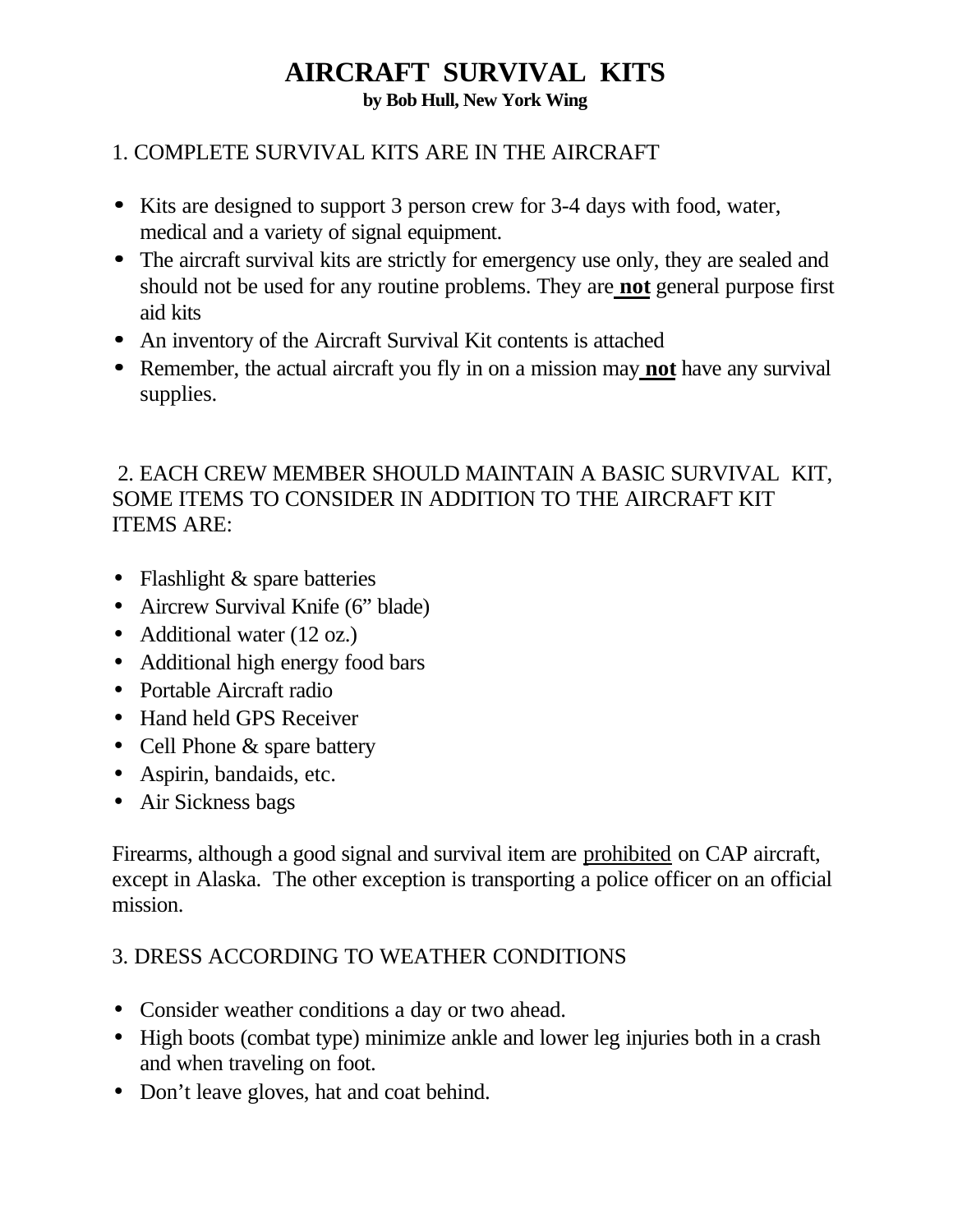# AIRCRAFT SURVIVAL KITS

**by Bob Hull, New York Wing**

1. COMPLETE SURVIVAL KITS ARE IN THE AIRCRAFT

- Kits are designed to support 3 person crew for 3-4 days with food, water, medical and a variety of signal equipment.
- The aircraft survival kits are strictly for emergency use only, they are sealed and should not be used for any routine problems. They are **<u>not</u>** general purpose first aid kits
- An inventory of the Aircraft Survival Kit contents is attached
- Remember, the actual aircraft you fly in on a mission may **<u>not</u>** have any survival supplies.

2. EACH CREW MEMBER SHOULD MAINTAIN A BASIC SURVIVAL KIT, SOME ITEMS TO CONSIDER IN ADDITION TO THE AIRCRAFT KIT ITEMS ARE:

- Flashlight & spare batteries
- Aircrew Survival Knife (6" blade)
- Additional water (12 oz.)
- Additional high energy food bars
- Portable Aircraft radio
- Hand held GPS Receiver
- Cell Phone & spare battery
- Aspirin, bandaids, etc.
- Air Sickness bags

Firearms, although a good signal and survival item are <u>prohibited</u> on CAP aircraft, except in Alaska. The other exception is transporting a police officer on an official mission.

3. DRESS ACCORDING TO WEATHER CONDITIONS

- Consider weather conditions a day or two ahead.
- High boots (combat type) minimize ankle and lower leg injuries both in a crash and when traveling on foot.
- Don't leave gloves, hat and coat behind.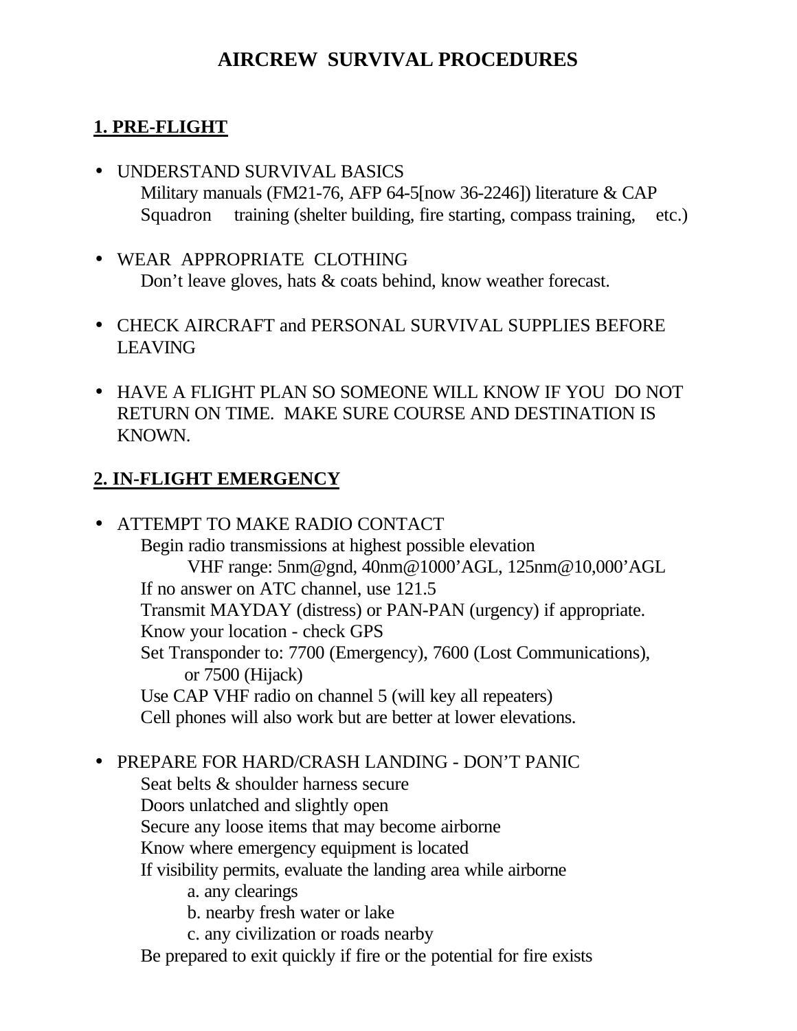# AIRCREW SURVIVAL PROCEDURES

## 1. PRE-FLIGHT

- UNDERSTAND SURVIVAL BASICS
  Military manuals (FM21-76, AFP 64-5[now 36-2246]) literature & CAP Squadron training (shelter building, fire starting, compass training, etc.)

- WEAR APPROPRIATE CLOTHING
  Don't leave gloves, hats & coats behind, know weather forecast.

- CHECK AIRCRAFT and PERSONAL SURVIVAL SUPPLIES BEFORE LEAVING

- HAVE A FLIGHT PLAN SO SOMEONE WILL KNOW IF YOU DO NOT RETURN ON TIME. MAKE SURE COURSE AND DESTINATION IS KNOWN.

## 2. IN-FLIGHT EMERGENCY

- ATTEMPT TO MAKE RADIO CONTACT
  Begin radio transmissions at highest possible elevation
    VHF range: 5nm@gnd, 40nm@1000'AGL, 125nm@10,000'AGL
  If no answer on ATC channel, use 121.5
  Transmit MAYDAY (distress) or PAN-PAN (urgency) if appropriate.
  Know your location - check GPS
  Set Transponder to: 7700 (Emergency), 7600 (Lost Communications), or 7500 (Hijack)
  Use CAP VHF radio on channel 5 (will key all repeaters)
  Cell phones will also work but are better at lower elevations.

- PREPARE FOR HARD/CRASH LANDING - DON'T PANIC
  Seat belts & shoulder harness secure
  Doors unlatched and slightly open
  Secure any loose items that may become airborne
  Know where emergency equipment is located
  If visibility permits, evaluate the landing area while airborne
    a. any clearings
    b. nearby fresh water or lake
    c. any civilization or roads nearby
  Be prepared to exit quickly if fire or the potential for fire exists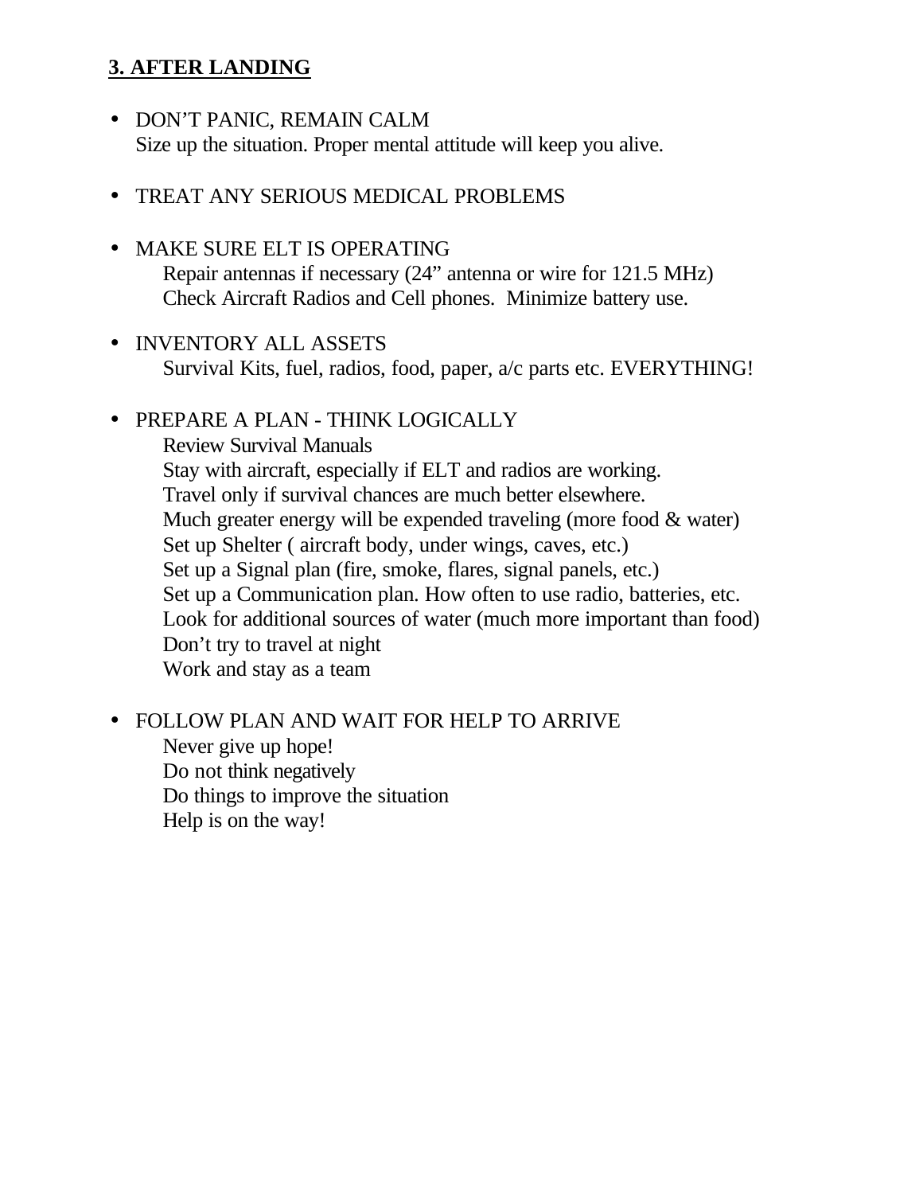## 3. AFTER LANDING

- DON'T PANIC, REMAIN CALM
  Size up the situation. Proper mental attitude will keep you alive.

- TREAT ANY SERIOUS MEDICAL PROBLEMS

- MAKE SURE ELT IS OPERATING
  Repair antennas if necessary (24" antenna or wire for 121.5 MHz)
  Check Aircraft Radios and Cell phones. Minimize battery use.

- INVENTORY ALL ASSETS
  Survival Kits, fuel, radios, food, paper, a/c parts etc. EVERYTHING!

- PREPARE A PLAN - THINK LOGICALLY
  Review Survival Manuals
  Stay with aircraft, especially if ELT and radios are working.
  Travel only if survival chances are much better elsewhere.
  Much greater energy will be expended traveling (more food & water)
  Set up Shelter ( aircraft body, under wings, caves, etc.)
  Set up a Signal plan (fire, smoke, flares, signal panels, etc.)
  Set up a Communication plan. How often to use radio, batteries, etc.
  Look for additional sources of water (much more important than food)
  Don't try to travel at night
  Work and stay as a team

- FOLLOW PLAN AND WAIT FOR HELP TO ARRIVE
  Never give up hope!
  Do not think negatively
  Do things to improve the situation
  Help is on the way!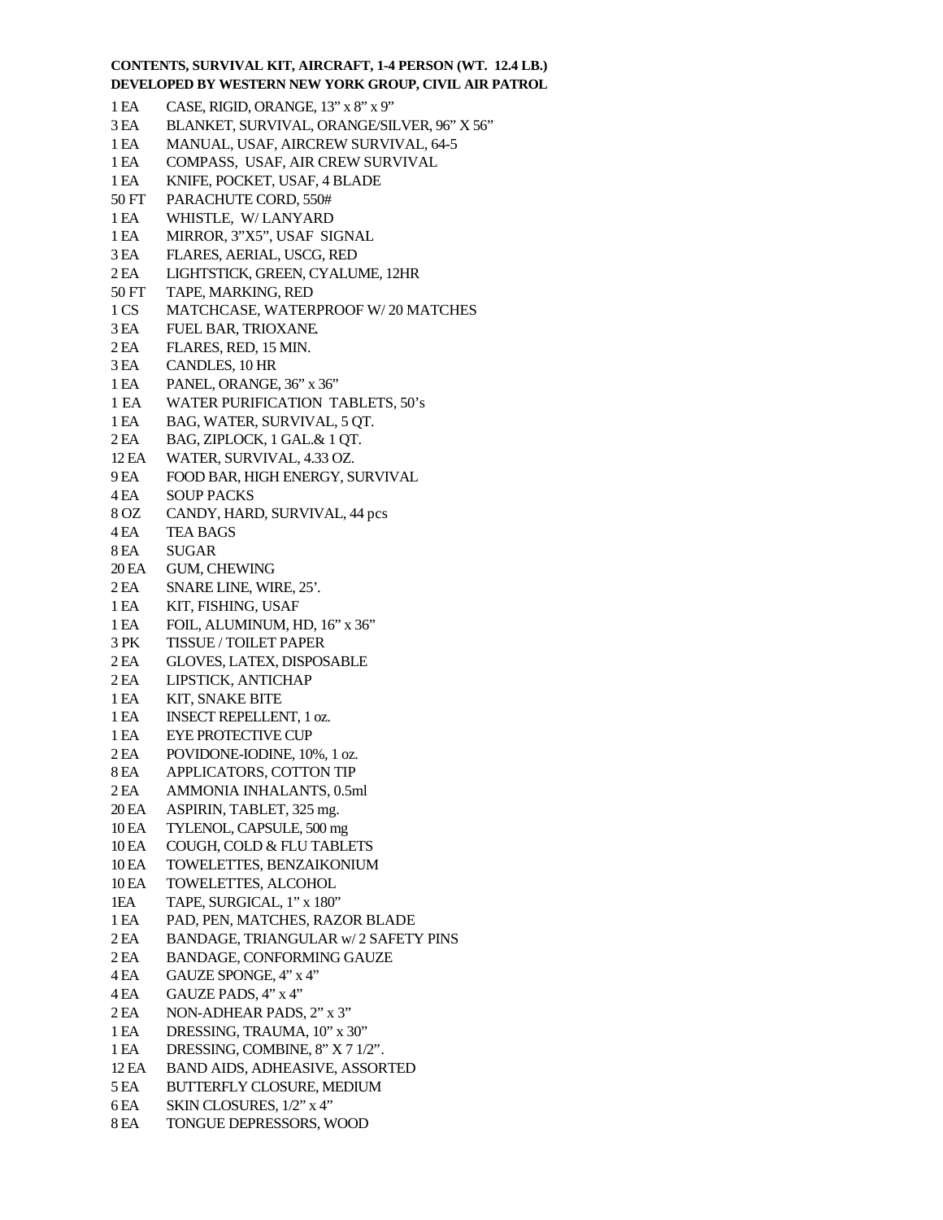**CONTENTS, SURVIVAL KIT, AIRCRAFT, 1-4 PERSON (WT. 12.4 LB.)**
**DEVELOPED BY WESTERN NEW YORK GROUP, CIVIL AIR PATROL**

| | |
|---|---|
| 1 EA | CASE, RIGID, ORANGE, 13" x 8" x 9" |
| 3 EA | BLANKET, SURVIVAL, ORANGE/SILVER, 96" X 56" |
| 1 EA | MANUAL, USAF, AIRCREW SURVIVAL, 64-5 |
| 1 EA | COMPASS, USAF, AIR CREW SURVIVAL |
| 1 EA | KNIFE, POCKET, USAF, 4 BLADE |
| 50 FT | PARACHUTE CORD, 550# |
| 1 EA | WHISTLE, W/ LANYARD |
| 1 EA | MIRROR, 3"X5", USAF SIGNAL |
| 3 EA | FLARES, AERIAL, USCG, RED |
| 2 EA | LIGHTSTICK, GREEN, CYALUME, 12HR |
| 50 FT | TAPE, MARKING, RED |
| 1 CS | MATCHCASE, WATERPROOF W/ 20 MATCHES |
| 3 EA | FUEL BAR, TRIOXANE. |
| 2 EA | FLARES, RED, 15 MIN. |
| 3 EA | CANDLES, 10 HR |
| 1 EA | PANEL, ORANGE, 36" x 36" |
| 1 EA | WATER PURIFICATION TABLETS, 50's |
| 1 EA | BAG, WATER, SURVIVAL, 5 QT. |
| 2 EA | BAG, ZIPLOCK, 1 GAL.& 1 QT. |
| 12 EA | WATER, SURVIVAL, 4.33 OZ. |
| 9 EA | FOOD BAR, HIGH ENERGY, SURVIVAL |
| 4 EA | SOUP PACKS |
| 8 OZ | CANDY, HARD, SURVIVAL, 44 pcs |
| 4 EA | TEA BAGS |
| 8 EA | SUGAR |
| 20 EA | GUM, CHEWING |
| 2 EA | SNARE LINE, WIRE, 25'. |
| 1 EA | KIT, FISHING, USAF |
| 1 EA | FOIL, ALUMINUM, HD, 16" x 36" |
| 3 PK | TISSUE / TOILET PAPER |
| 2 EA | GLOVES, LATEX, DISPOSABLE |
| 2 EA | LIPSTICK, ANTICHAP |
| 1 EA | KIT, SNAKE BITE |
| 1 EA | INSECT REPELLENT, 1 oz. |
| 1 EA | EYE PROTECTIVE CUP |
| 2 EA | POVIDONE-IODINE, 10%, 1 oz. |
| 8 EA | APPLICATORS, COTTON TIP |
| 2 EA | AMMONIA INHALANTS, 0.5ml |
| 20 EA | ASPIRIN, TABLET, 325 mg. |
| 10 EA | TYLENOL, CAPSULE, 500 mg |
| 10 EA | COUGH, COLD & FLU TABLETS |
| 10 EA | TOWELETTES, BENZAIKONIUM |
| 10 EA | TOWELETTES, ALCOHOL |
| 1EA | TAPE, SURGICAL, 1" x 180" |
| 1 EA | PAD, PEN, MATCHES, RAZOR BLADE |
| 2 EA | BANDAGE, TRIANGULAR w/ 2 SAFETY PINS |
| 2 EA | BANDAGE, CONFORMING GAUZE |
| 4 EA | GAUZE SPONGE, 4" x 4" |
| 4 EA | GAUZE PADS, 4" x 4" |
| 2 EA | NON-ADHEAR PADS, 2" x 3" |
| 1 EA | DRESSING, TRAUMA, 10" x 30" |
| 1 EA | DRESSING, COMBINE, 8" X 7 1/2". |
| 12 EA | BAND AIDS, ADHEASIVE, ASSORTED |
| 5 EA | BUTTERFLY CLOSURE, MEDIUM |
| 6 EA | SKIN CLOSURES, 1/2" x 4" |
| 8 EA | TONGUE DEPRESSORS, WOOD |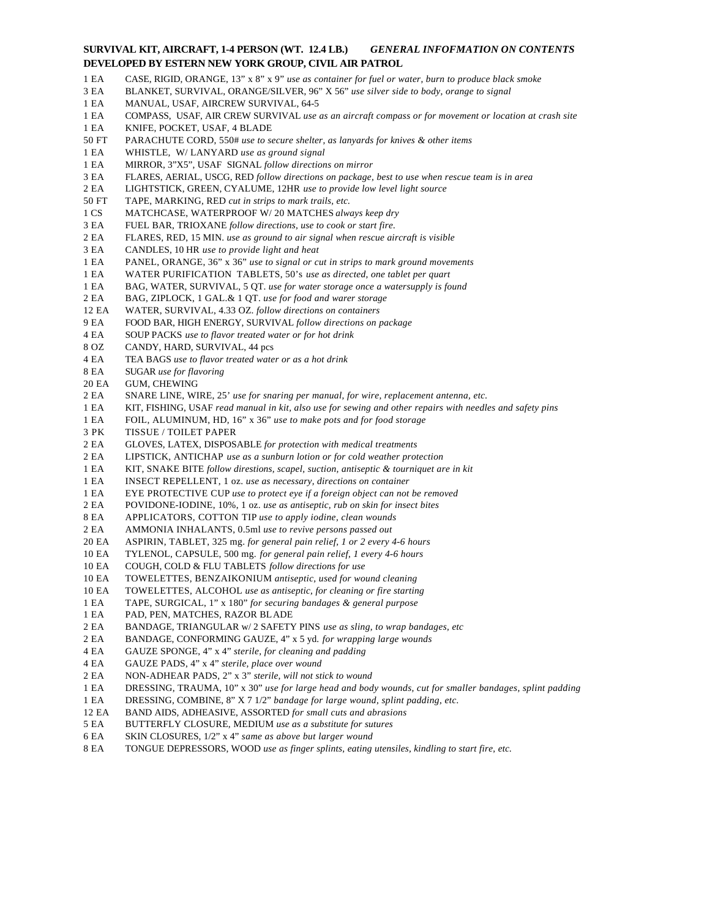**SURVIVAL KIT, AIRCRAFT, 1-4 PERSON (WT. 12.4 LB.)** ***GENERAL INFOFMATION ON CONTENTS***
**DEVELOPED BY ESTERN NEW YORK GROUP, CIVIL AIR PATROL**

| | |
|---|---|
| 1 EA | CASE, RIGID, ORANGE, 13" x 8" x 9" *use as container for fuel or water, burn to produce black smoke* |
| 3 EA | BLANKET, SURVIVAL, ORANGE/SILVER, 96" X 56" *use silver side to body, orange to signal* |
| 1 EA | MANUAL, USAF, AIRCREW SURVIVAL, 64-5 |
| 1 EA | COMPASS, USAF, AIR CREW SURVIVAL *use as an aircraft compass or for movement or location at crash site* |
| 1 EA | KNIFE, POCKET, USAF, 4 BLADE |
| 50 FT | PARACHUTE CORD, 550# *use to secure shelter, as lanyards for knives & other items* |
| 1 EA | WHISTLE, W/ LANYARD *use as ground signal* |
| 1 EA | MIRROR, 3"X5", USAF SIGNAL *follow directions on mirror* |
| 3 EA | FLARES, AERIAL, USCG, RED *follow directions on package, best to use when rescue team is in area* |
| 2 EA | LIGHTSTICK, GREEN, CYALUME, 12HR *use to provide low level light source* |
| 50 FT | TAPE, MARKING, RED *cut in strips to mark trails, etc.* |
| 1 CS | MATCHCASE, WATERPROOF W/ 20 MATCHES *always keep dry* |
| 3 EA | FUEL BAR, TRIOXANE *follow directions, use to cook or start fire.* |
| 2 EA | FLARES, RED, 15 MIN. *use as ground to air signal when rescue aircraft is visible* |
| 3 EA | CANDLES, 10 HR *use to provide light and heat* |
| 1 EA | PANEL, ORANGE, 36" x 36" *use to signal or cut in strips to mark ground movements* |
| 1 EA | WATER PURIFICATION TABLETS, 50's *use as directed, one tablet per quart* |
| 1 EA | BAG, WATER, SURVIVAL, 5 QT. *use for water storage once a watersupply is found* |
| 2 EA | BAG, ZIPLOCK, 1 GAL.& 1 QT. *use for food and warer storage* |
| 12 EA | WATER, SURVIVAL, 4.33 OZ. *follow directions on containers* |
| 9 EA | FOOD BAR, HIGH ENERGY, SURVIVAL *follow directions on package* |
| 4 EA | SOUP PACKS *use to flavor treated water or for hot drink* |
| 8 OZ | CANDY, HARD, SURVIVAL, 44 pcs |
| 4 EA | TEA BAGS *use to flavor treated water or as a hot drink* |
| 8 EA | SUGAR *use for flavoring* |
| 20 EA | GUM, CHEWING |
| 2 EA | SNARE LINE, WIRE, 25' *use for snaring per manual, for wire, replacement antenna, etc.* |
| 1 EA | KIT, FISHING, USAF *read manual in kit, also use for sewing and other repairs with needles and safety pins* |
| 1 EA | FOIL, ALUMINUM, HD, 16" x 36" *use to make pots and for food storage* |
| 3 PK | TISSUE / TOILET PAPER |
| 2 EA | GLOVES, LATEX, DISPOSABLE *for protection with medical treatments* |
| 2 EA | LIPSTICK, ANTICHAP *use as a sunburn lotion or for cold weather protection* |
| 1 EA | KIT, SNAKE BITE *follow direstions, scapel, suction, antiseptic & tourniquet are in kit* |
| 1 EA | INSECT REPELLENT, 1 oz. *use as necessary, directions on container* |
| 1 EA | EYE PROTECTIVE CUP *use to protect eye if a foreign object can not be removed* |
| 2 EA | POVIDONE-IODINE, 10%, 1 oz. *use as antiseptic, rub on skin for insect bites* |
| 8 EA | APPLICATORS, COTTON TIP *use to apply iodine, clean wounds* |
| 2 EA | AMMONIA INHALANTS, 0.5ml *use to revive persons passed out* |
| 20 EA | ASPIRIN, TABLET, 325 mg. *for general pain relief, 1 or 2 every 4-6 hours* |
| 10 EA | TYLENOL, CAPSULE, 500 mg. *for general pain relief, 1 every 4-6 hours* |
| 10 EA | COUGH, COLD & FLU TABLETS *follow directions for use* |
| 10 EA | TOWELETTES, BENZAIKONIUM *antiseptic, used for wound cleaning* |
| 10 EA | TOWELETTES, ALCOHOL *use as antiseptic, for cleaning or fire starting* |
| 1 EA | TAPE, SURGICAL, 1" x 180" *for securing bandages & general purpose* |
| 1 EA | PAD, PEN, MATCHES, RAZOR BLADE |
| 2 EA | BANDAGE, TRIANGULAR w/ 2 SAFETY PINS *use as sling, to wrap bandages, etc* |
| 2 EA | BANDAGE, CONFORMING GAUZE, 4" x 5 yd. *for wrapping large wounds* |
| 4 EA | GAUZE SPONGE, 4" x 4" *sterile, for cleaning and padding* |
| 4 EA | GAUZE PADS, 4" x 4" *sterile, place over wound* |
| 2 EA | NON-ADHEAR PADS, 2" x 3" *sterile, will not stick to wound* |
| 1 EA | DRESSING, TRAUMA, 10" x 30" *use for large head and body wounds, cut for smaller bandages, splint padding* |
| 1 EA | DRESSING, COMBINE, 8" X 7 1/2" *bandage for large wound, splint padding, etc.* |
| 12 EA | BAND AIDS, ADHEASIVE, ASSORTED *for small cuts and abrasions* |
| 5 EA | BUTTERFLY CLOSURE, MEDIUM *use as a substitute for sutures* |
| 6 EA | SKIN CLOSURES, 1/2" x 4" *same as above but larger wound* |
| 8 EA | TONGUE DEPRESSORS, WOOD *use as finger splints, eating utensiles, kindling to start fire, etc.* |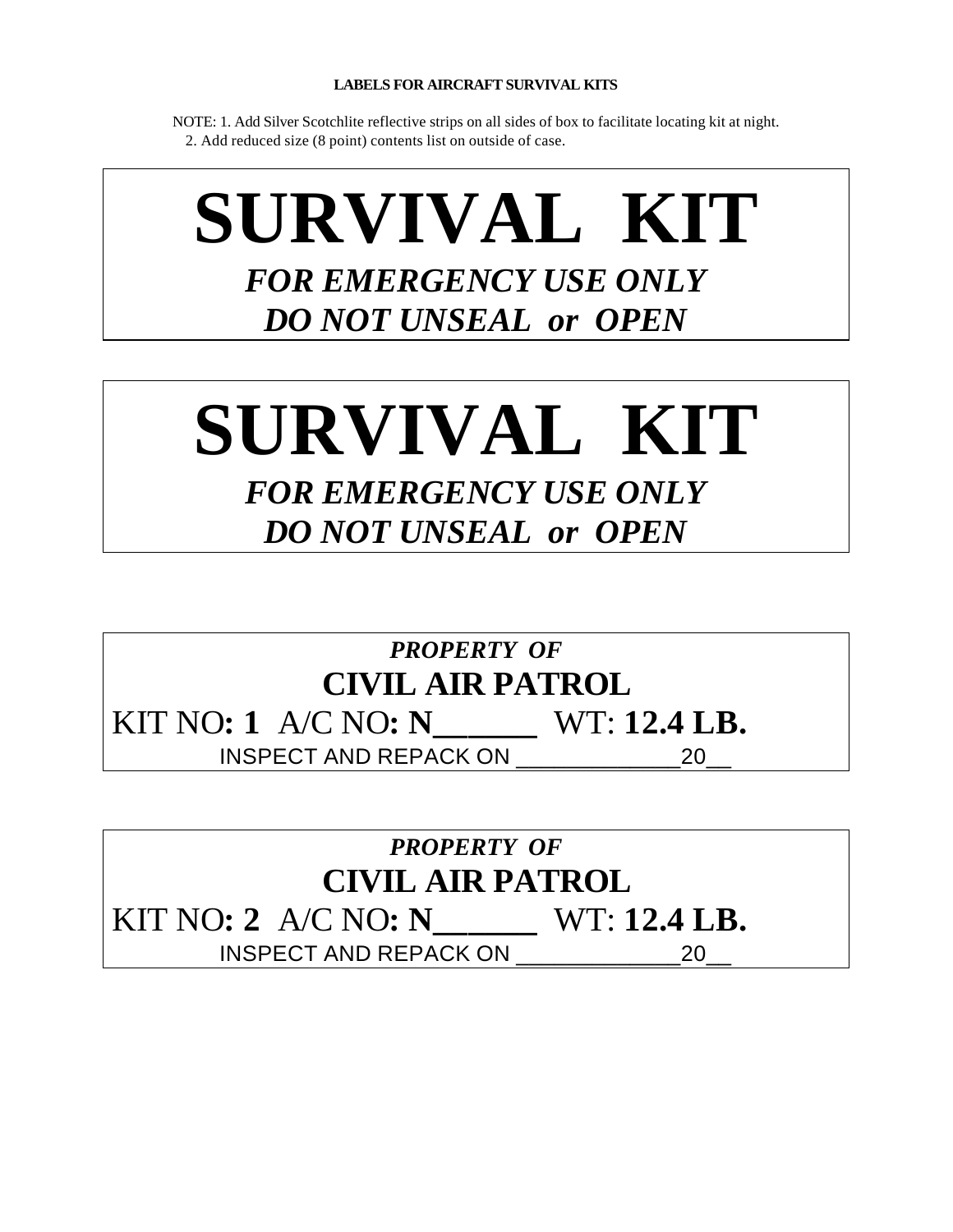**LABELS FOR AIRCRAFT SURVIVAL KITS**

NOTE: 1. Add Silver Scotchlite reflective strips on all sides of box to facilitate locating kit at night.
2. Add reduced size (8 point) contents list on outside of case.

# SURVIVAL KIT

***FOR EMERGENCY USE ONLY***

***DO NOT UNSEAL or OPEN***

# SURVIVAL KIT

***FOR EMERGENCY USE ONLY***

***DO NOT UNSEAL or OPEN***

***PROPERTY OF***

**CIVIL AIR PATROL**

KIT NO**: 1** A/C NO**: N______** WT: **12.4 LB.**

INSPECT AND REPACK ON ____________20__

***PROPERTY OF***

**CIVIL AIR PATROL**

KIT NO**: 2** A/C NO**: N______** WT: **12.4 LB.**

INSPECT AND REPACK ON ____________20__